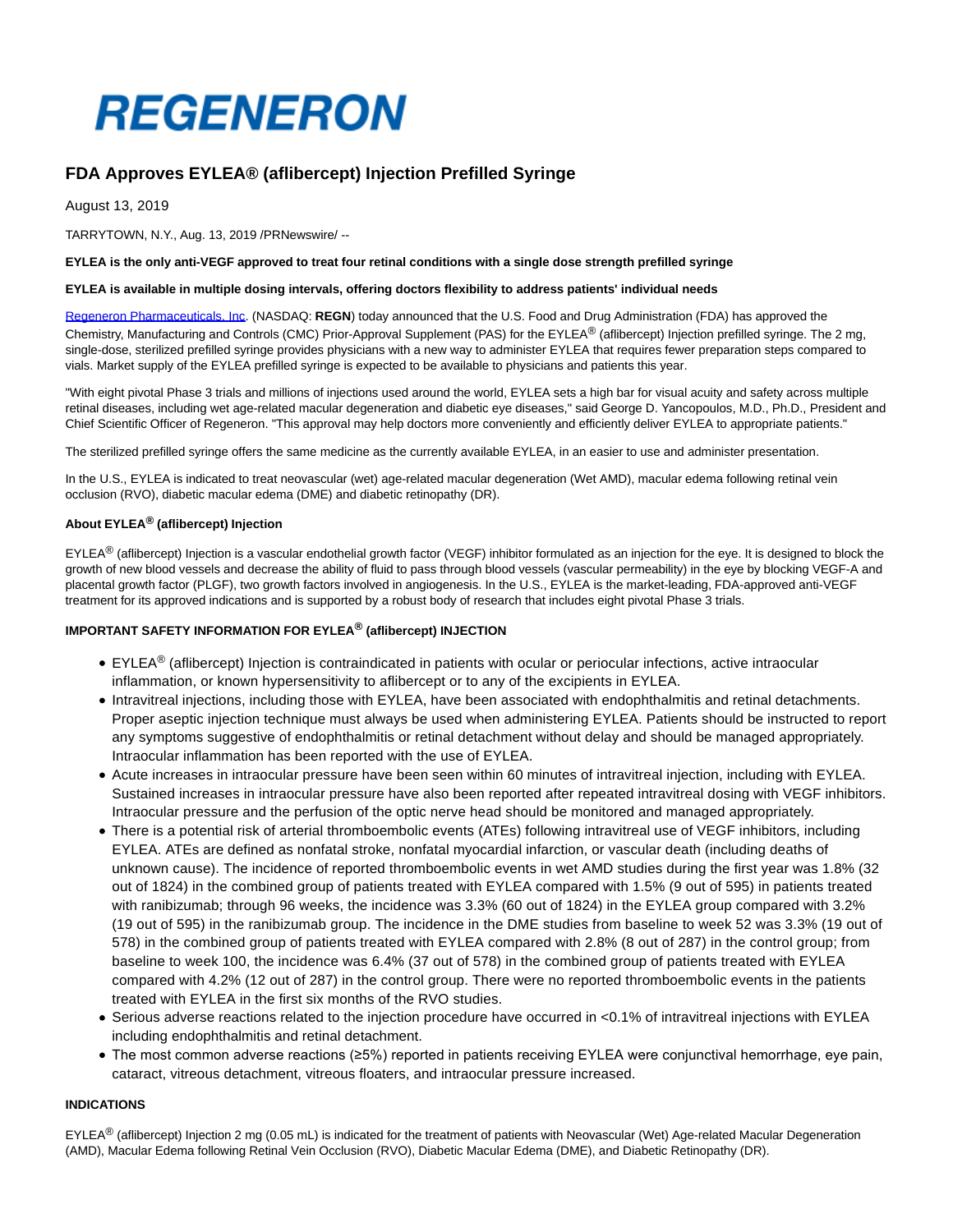REGENERON

# FDA Approves EYLEA® (aflibercept) Injection Prefilled Syringe

August 13, 2019

TARRYTOWN, N.Y., Aug. 13, 2019 /PRNewswire/ --

**EYLEA is the only anti-VEGF approved to treat four retinal conditions with a single dose strength prefilled syringe**

**EYLEA is available in multiple dosing intervals, offering doctors flexibility to address patients' individual needs**

Regeneron Pharmaceuticals, Inc. (NASDAQ: **REGN**) today announced that the U.S. Food and Drug Administration (FDA) has approved the Chemistry, Manufacturing and Controls (CMC) Prior-Approval Supplement (PAS) for the EYLEA® (aflibercept) Injection prefilled syringe. The 2 mg, single-dose, sterilized prefilled syringe provides physicians with a new way to administer EYLEA that requires fewer preparation steps compared to vials. Market supply of the EYLEA prefilled syringe is expected to be available to physicians and patients this year.

"With eight pivotal Phase 3 trials and millions of injections used around the world, EYLEA sets a high bar for visual acuity and safety across multiple retinal diseases, including wet age-related macular degeneration and diabetic eye diseases," said George D. Yancopoulos, M.D., Ph.D., President and Chief Scientific Officer of Regeneron. "This approval may help doctors more conveniently and efficiently deliver EYLEA to appropriate patients."

The sterilized prefilled syringe offers the same medicine as the currently available EYLEA, in an easier to use and administer presentation.

In the U.S., EYLEA is indicated to treat neovascular (wet) age-related macular degeneration (Wet AMD), macular edema following retinal vein occlusion (RVO), diabetic macular edema (DME) and diabetic retinopathy (DR).

### About EYLEA® (aflibercept) Injection

EYLEA® (aflibercept) Injection is a vascular endothelial growth factor (VEGF) inhibitor formulated as an injection for the eye. It is designed to block the growth of new blood vessels and decrease the ability of fluid to pass through blood vessels (vascular permeability) in the eye by blocking VEGF-A and placental growth factor (PLGF), two growth factors involved in angiogenesis. In the U.S., EYLEA is the market-leading, FDA-approved anti-VEGF treatment for its approved indications and is supported by a robust body of research that includes eight pivotal Phase 3 trials.

### IMPORTANT SAFETY INFORMATION FOR EYLEA® (aflibercept) INJECTION

- EYLEA® (aflibercept) Injection is contraindicated in patients with ocular or periocular infections, active intraocular inflammation, or known hypersensitivity to aflibercept or to any of the excipients in EYLEA.
- Intravitreal injections, including those with EYLEA, have been associated with endophthalmitis and retinal detachments. Proper aseptic injection technique must always be used when administering EYLEA. Patients should be instructed to report any symptoms suggestive of endophthalmitis or retinal detachment without delay and should be managed appropriately. Intraocular inflammation has been reported with the use of EYLEA.
- Acute increases in intraocular pressure have been seen within 60 minutes of intravitreal injection, including with EYLEA. Sustained increases in intraocular pressure have also been reported after repeated intravitreal dosing with VEGF inhibitors. Intraocular pressure and the perfusion of the optic nerve head should be monitored and managed appropriately.
- There is a potential risk of arterial thromboembolic events (ATEs) following intravitreal use of VEGF inhibitors, including EYLEA. ATEs are defined as nonfatal stroke, nonfatal myocardial infarction, or vascular death (including deaths of unknown cause). The incidence of reported thromboembolic events in wet AMD studies during the first year was 1.8% (32 out of 1824) in the combined group of patients treated with EYLEA compared with 1.5% (9 out of 595) in patients treated with ranibizumab; through 96 weeks, the incidence was 3.3% (60 out of 1824) in the EYLEA group compared with 3.2% (19 out of 595) in the ranibizumab group. The incidence in the DME studies from baseline to week 52 was 3.3% (19 out of 578) in the combined group of patients treated with EYLEA compared with 2.8% (8 out of 287) in the control group; from baseline to week 100, the incidence was 6.4% (37 out of 578) in the combined group of patients treated with EYLEA compared with 4.2% (12 out of 287) in the control group. There were no reported thromboembolic events in the patients treated with EYLEA in the first six months of the RVO studies.
- Serious adverse reactions related to the injection procedure have occurred in <0.1% of intravitreal injections with EYLEA including endophthalmitis and retinal detachment.
- The most common adverse reactions (≥5%) reported in patients receiving EYLEA were conjunctival hemorrhage, eye pain, cataract, vitreous detachment, vitreous floaters, and intraocular pressure increased.

### INDICATIONS

EYLEA® (aflibercept) Injection 2 mg (0.05 mL) is indicated for the treatment of patients with Neovascular (Wet) Age-related Macular Degeneration (AMD), Macular Edema following Retinal Vein Occlusion (RVO), Diabetic Macular Edema (DME), and Diabetic Retinopathy (DR).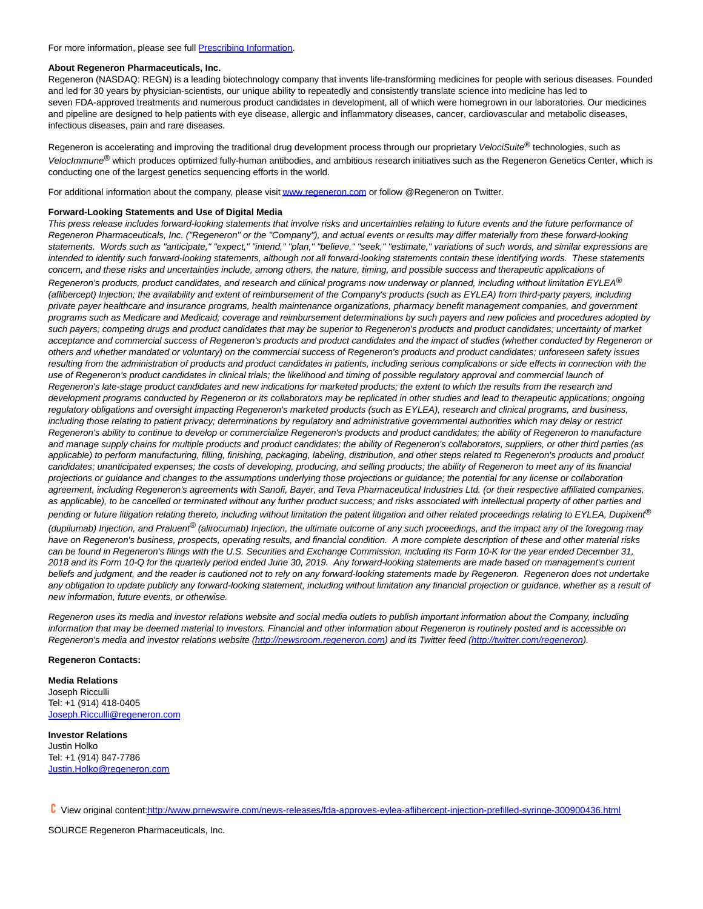For more information, please see full [Prescribing Information](#).

**About Regeneron Pharmaceuticals, Inc.**

Regeneron (NASDAQ: REGN) is a leading biotechnology company that invents life-transforming medicines for people with serious diseases. Founded and led for 30 years by physician-scientists, our unique ability to repeatedly and consistently translate science into medicine has led to seven FDA-approved treatments and numerous product candidates in development, all of which were homegrown in our laboratories. Our medicines and pipeline are designed to help patients with eye disease, allergic and inflammatory diseases, cancer, cardiovascular and metabolic diseases, infectious diseases, pain and rare diseases.

Regeneron is accelerating and improving the traditional drug development process through our proprietary *VelociSuite*® technologies, such as *VelocImmune*® which produces optimized fully-human antibodies, and ambitious research initiatives such as the Regeneron Genetics Center, which is conducting one of the largest genetics sequencing efforts in the world.

For additional information about the company, please visit [www.regeneron.com](http://www.regeneron.com) or follow @Regeneron on Twitter.

**Forward-Looking Statements and Use of Digital Media**

*This press release includes forward-looking statements that involve risks and uncertainties relating to future events and the future performance of Regeneron Pharmaceuticals, Inc. ("Regeneron" or the "Company"), and actual events or results may differ materially from these forward-looking statements. Words such as "anticipate," "expect," "intend," "plan," "believe," "seek," "estimate," variations of such words, and similar expressions are intended to identify such forward-looking statements, although not all forward-looking statements contain these identifying words. These statements concern, and these risks and uncertainties include, among others, the nature, timing, and possible success and therapeutic applications of Regeneron's products, product candidates, and research and clinical programs now underway or planned, including without limitation EYLEA® (aflibercept) Injection; the availability and extent of reimbursement of the Company's products (such as EYLEA) from third-party payers, including private payer healthcare and insurance programs, health maintenance organizations, pharmacy benefit management companies, and government programs such as Medicare and Medicaid; coverage and reimbursement determinations by such payers and new policies and procedures adopted by such payers; competing drugs and product candidates that may be superior to Regeneron's products and product candidates; uncertainty of market acceptance and commercial success of Regeneron's products and product candidates and the impact of studies (whether conducted by Regeneron or others and whether mandated or voluntary) on the commercial success of Regeneron's products and product candidates; unforeseen safety issues resulting from the administration of products and product candidates in patients, including serious complications or side effects in connection with the use of Regeneron's product candidates in clinical trials; the likelihood and timing of possible regulatory approval and commercial launch of Regeneron's late-stage product candidates and new indications for marketed products; the extent to which the results from the research and development programs conducted by Regeneron or its collaborators may be replicated in other studies and lead to therapeutic applications; ongoing regulatory obligations and oversight impacting Regeneron's marketed products (such as EYLEA), research and clinical programs, and business, including those relating to patient privacy; determinations by regulatory and administrative governmental authorities which may delay or restrict Regeneron's ability to continue to develop or commercialize Regeneron's products and product candidates; the ability of Regeneron to manufacture and manage supply chains for multiple products and product candidates; the ability of Regeneron's collaborators, suppliers, or other third parties (as applicable) to perform manufacturing, filling, finishing, packaging, labeling, distribution, and other steps related to Regeneron's products and product candidates; unanticipated expenses; the costs of developing, producing, and selling products; the ability of Regeneron to meet any of its financial projections or guidance and changes to the assumptions underlying those projections or guidance; the potential for any license or collaboration agreement, including Regeneron's agreements with Sanofi, Bayer, and Teva Pharmaceutical Industries Ltd. (or their respective affiliated companies, as applicable), to be cancelled or terminated without any further product success; and risks associated with intellectual property of other parties and pending or future litigation relating thereto, including without limitation the patent litigation and other related proceedings relating to EYLEA, Dupixent® (dupilumab) Injection, and Praluent® (alirocumab) Injection, the ultimate outcome of any such proceedings, and the impact any of the foregoing may have on Regeneron's business, prospects, operating results, and financial condition. A more complete description of these and other material risks can be found in Regeneron's filings with the U.S. Securities and Exchange Commission, including its Form 10-K for the year ended December 31, 2018 and its Form 10-Q for the quarterly period ended June 30, 2019. Any forward-looking statements are made based on management's current beliefs and judgment, and the reader is cautioned not to rely on any forward-looking statements made by Regeneron. Regeneron does not undertake any obligation to update publicly any forward-looking statement, including without limitation any financial projection or guidance, whether as a result of new information, future events, or otherwise.*

*Regeneron uses its media and investor relations website and social media outlets to publish important information about the Company, including information that may be deemed material to investors. Financial and other information about Regeneron is routinely posted and is accessible on Regeneron's media and investor relations website ([http://newsroom.regeneron.com](http://newsroom.regeneron.com)) and its Twitter feed ([http://twitter.com/regeneron](http://twitter.com/regeneron)).*

**Regeneron Contacts:**

**Media Relations**
Joseph Ricculli
Tel: +1 (914) 418-0405
[Joseph.Ricculli@regeneron.com](mailto:Joseph.Ricculli@regeneron.com)

**Investor Relations**
Justin Holko
Tel: +1 (914) 847-7786
[Justin.Holko@regeneron.com](mailto:Justin.Holko@regeneron.com)

View original content:[http://www.prnewswire.com/news-releases/fda-approves-eylea-aflibercept-injection-prefilled-syringe-300900436.html](http://www.prnewswire.com/news-releases/fda-approves-eylea-aflibercept-injection-prefilled-syringe-300900436.html)

SOURCE Regeneron Pharmaceuticals, Inc.